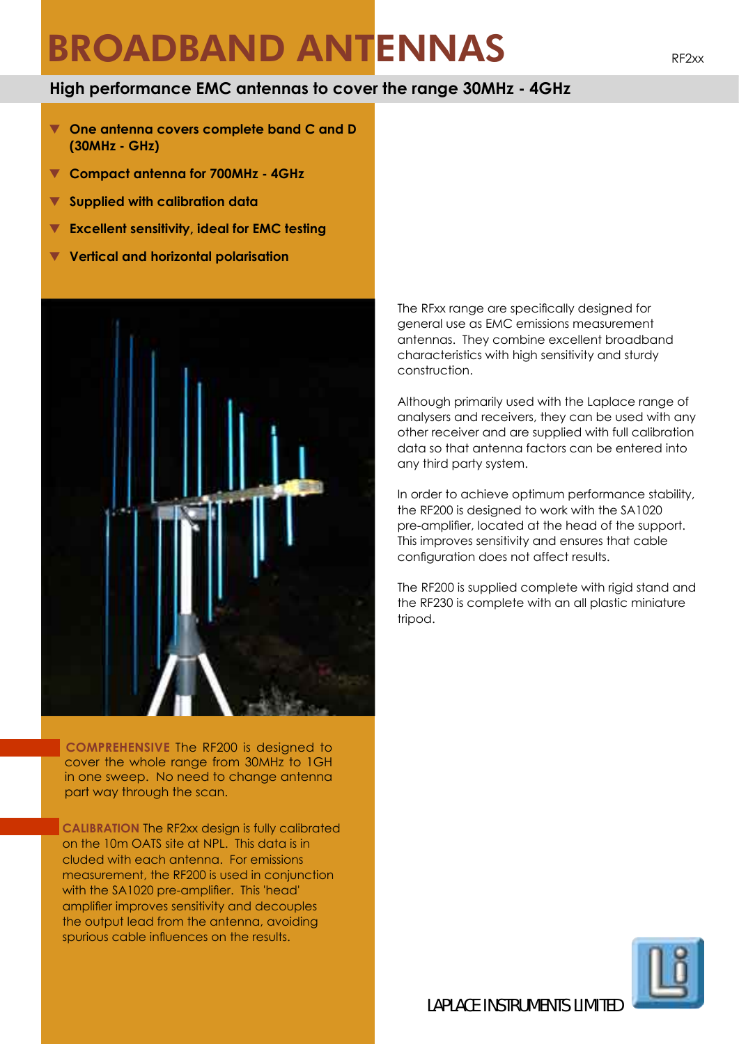# BROADBAND ANTENNAS

RF2xx

## High performance EMC antennas to cover the range 30MHz - 4GHz

- **One antenna covers complete band C and D (30MHz - GHz)**
- **Compact antenna for 700MHz - 4GHz**
- **Supplied with calibration data**
- **Excellent sensitivity, ideal for EMC testing**
- **Vertical and horizontal polarisation**

The RFxx range are specifically designed for general use as EMC emissions measurement antennas. They combine excellent broadband characteristics with high sensitivity and sturdy construction.

Although primarily used with the Laplace range of analysers and receivers, they can be used with any other receiver and are supplied with full calibration data so that antenna factors can be entered into any third party system.

In order to achieve optimum performance stability, the RF200 is designed to work with the SA1020 pre-amplifier, located at the head of the support. This improves sensitivity and ensures that cable configuration does not affect results.

The RF200 is supplied complete with rigid stand and the RF230 is complete with an all plastic miniature tripod.

**COMPREHENSIVE** The RF200 is designed to cover the whole range from 30MHz to 1GH in one sweep. No need to change antenna part way through the scan.

**CALIBRATION** The RF2xx design is fully calibrated on the 10m OATS site at NPL. This data is in cluded with each antenna. For emissions measurement, the RF200 is used in conjunction with the SA1020 pre-amplifier. This 'head' amplifier improves sensitivity and decouples the output lead from the antenna, avoiding spurious cable influences on the results.

LAPLACE INSTRUMENTS LIMITED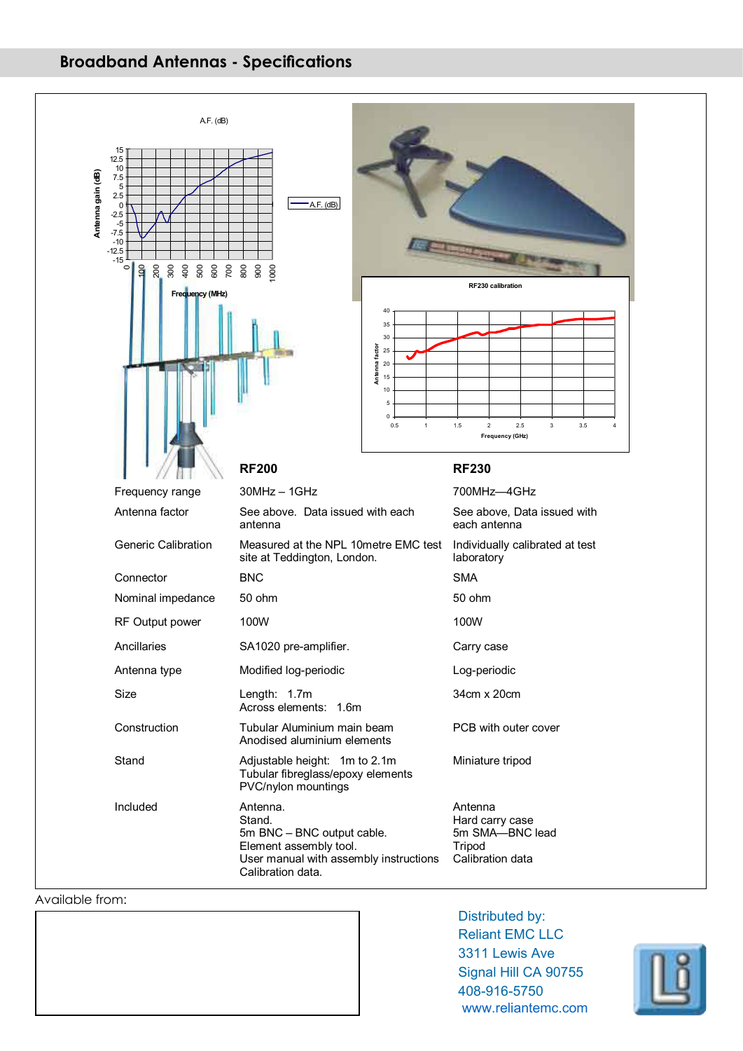## Broadband Antennas - Specifications

A.F. (dB)

Antenna gain (dB)

15
12.5
10
7.5
5
2.5
0
-2.5
-5
-7.5
-10
-12.5
-15

0
100
200
300
400
500
600
700
800
900
1000

Frequency (MHz)

A.F. (dB)

RF230 calibration

Antenna factor

40
35
30
25
20
15
10
5
0

0.5
1
1.5
2
2.5
3
3.5
4

Frequency (GHz)

| | RF200 | RF230 |
|---|---|---|
| Frequency range | 30MHz – 1GHz | 700MHz—4GHz |
| Antenna factor | See above. Data issued with each antenna | See above, Data issued with each antenna |
| Generic Calibration | Measured at the NPL 10metre EMC test site at Teddington, London. | Individually calibrated at test laboratory |
| Connector | BNC | SMA |
| Nominal impedance | 50 ohm | 50 ohm |
| RF Output power | 100W | 100W |
| Ancillaries | SA1020 pre-amplifier. | Carry case |
| Antenna type | Modified log-periodic | Log-periodic |
| Size | Length: 1.7m<br>Across elements: 1.6m | 34cm x 20cm |
| Construction | Tubular Aluminium main beam<br>Anodised aluminium elements | PCB with outer cover |
| Stand | Adjustable height: 1m to 2.1m<br>Tubular fibreglass/epoxy elements<br>PVC/nylon mountings | Miniature tripod |
| Included | Antenna.<br>Stand.<br>5m BNC – BNC output cable.<br>Element assembly tool.<br>User manual with assembly instructions<br>Calibration data. | Antenna<br>Hard carry case<br>5m SMA—BNC lead<br>Tripod<br>Calibration data |

Available from:

Distributed by:
Reliant EMC LLC
3311 Lewis Ave
Signal Hill CA 90755
408-916-5750
www.reliantemc.com